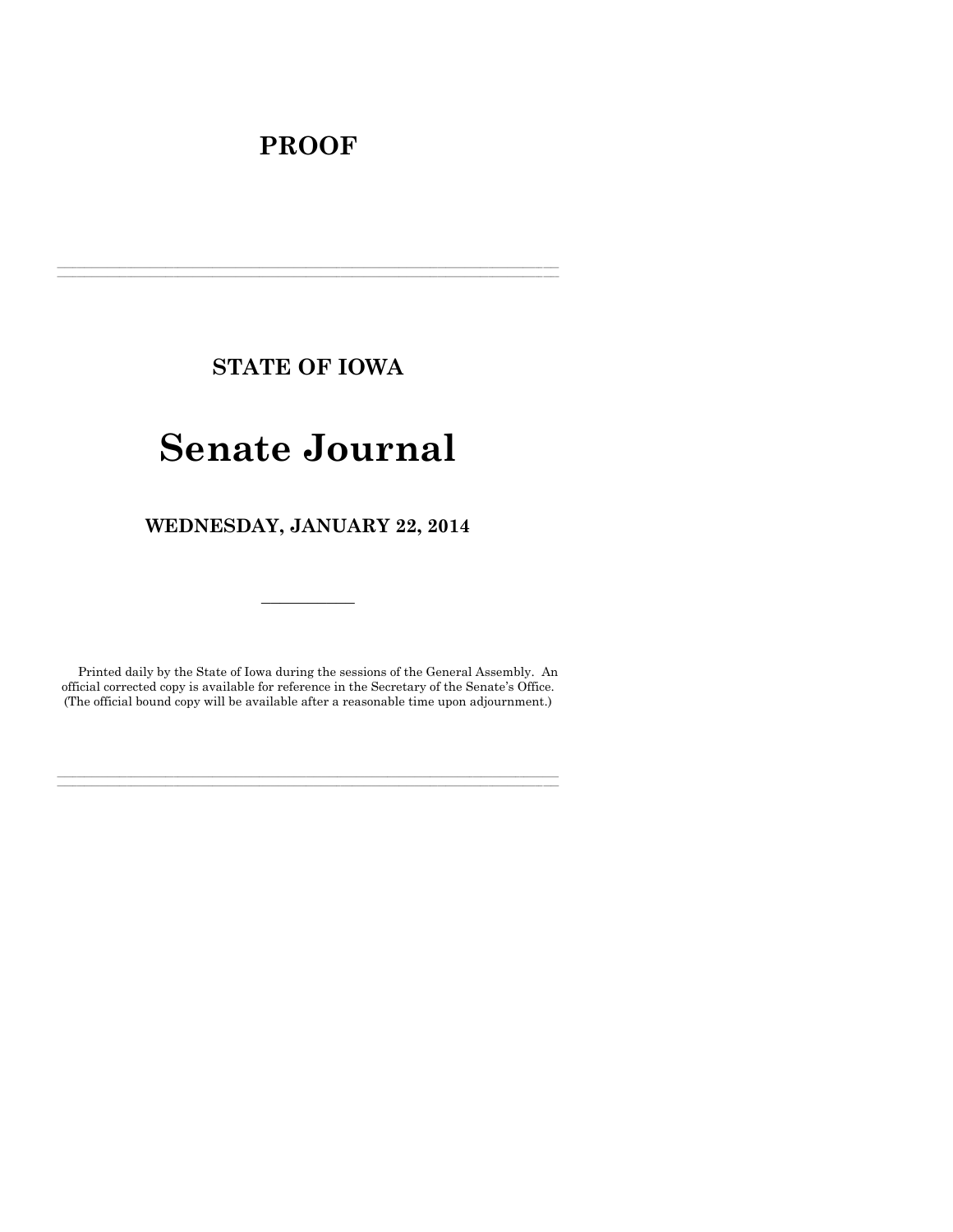# PROOF

---

## STATE OF IOWA

# Senate Journal

### WEDNESDAY, JANUARY 22, 2014

---

Printed daily by the State of Iowa during the sessions of the General Assembly. An official corrected copy is available for reference in the Secretary of the Senate's Office. (The official bound copy will be available after a reasonable time upon adjournment.)

---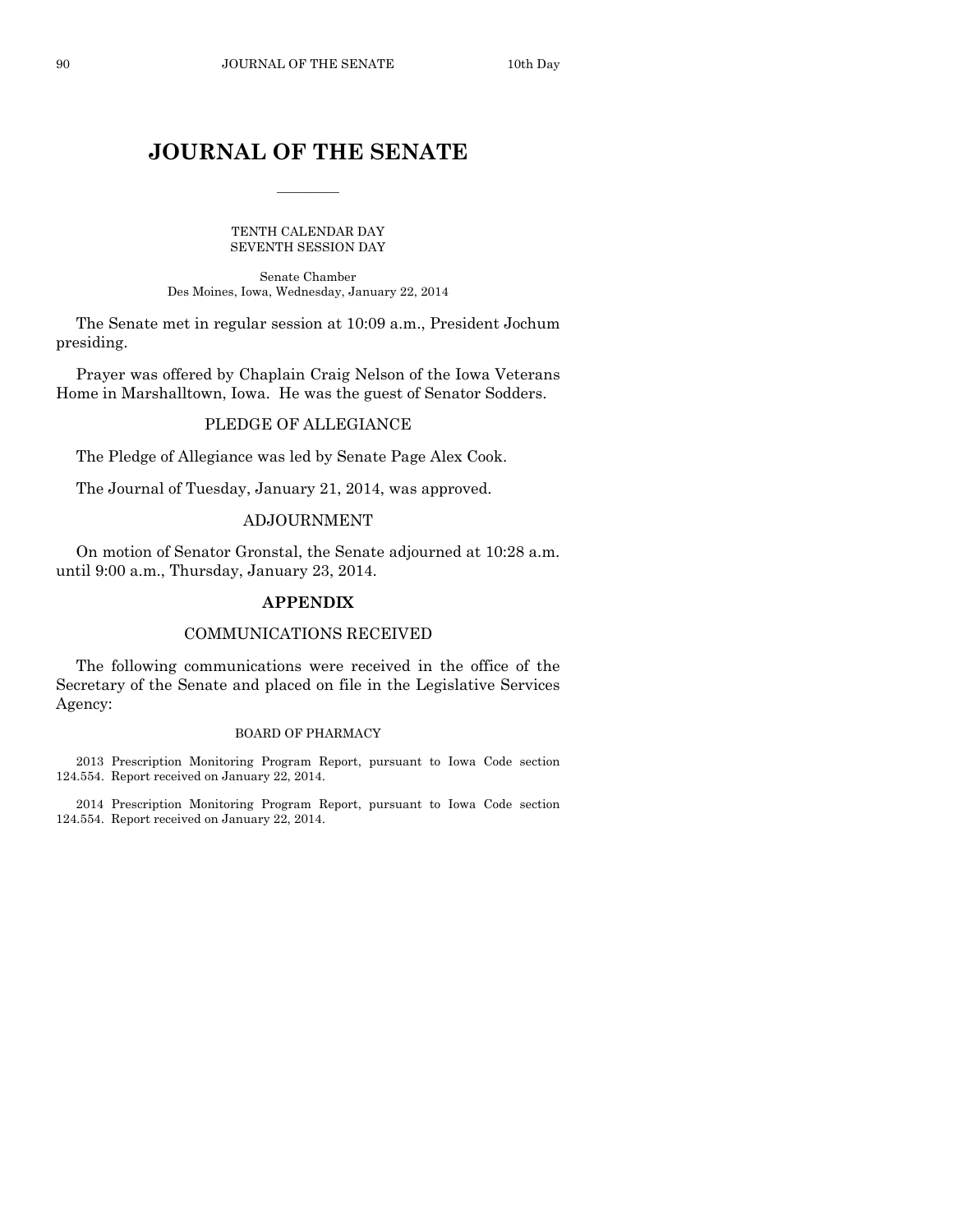# JOURNAL OF THE SENATE

TENTH CALENDAR DAY
SEVENTH SESSION DAY

Senate Chamber
Des Moines, Iowa, Wednesday, January 22, 2014

The Senate met in regular session at 10:09 a.m., President Jochum presiding.

Prayer was offered by Chaplain Craig Nelson of the Iowa Veterans Home in Marshalltown, Iowa. He was the guest of Senator Sodders.

## PLEDGE OF ALLEGIANCE

The Pledge of Allegiance was led by Senate Page Alex Cook.

The Journal of Tuesday, January 21, 2014, was approved.

## ADJOURNMENT

On motion of Senator Gronstal, the Senate adjourned at 10:28 a.m. until 9:00 a.m., Thursday, January 23, 2014.

## APPENDIX

## COMMUNICATIONS RECEIVED

The following communications were received in the office of the Secretary of the Senate and placed on file in the Legislative Services Agency:

### BOARD OF PHARMACY

2013 Prescription Monitoring Program Report, pursuant to Iowa Code section 124.554. Report received on January 22, 2014.

2014 Prescription Monitoring Program Report, pursuant to Iowa Code section 124.554. Report received on January 22, 2014.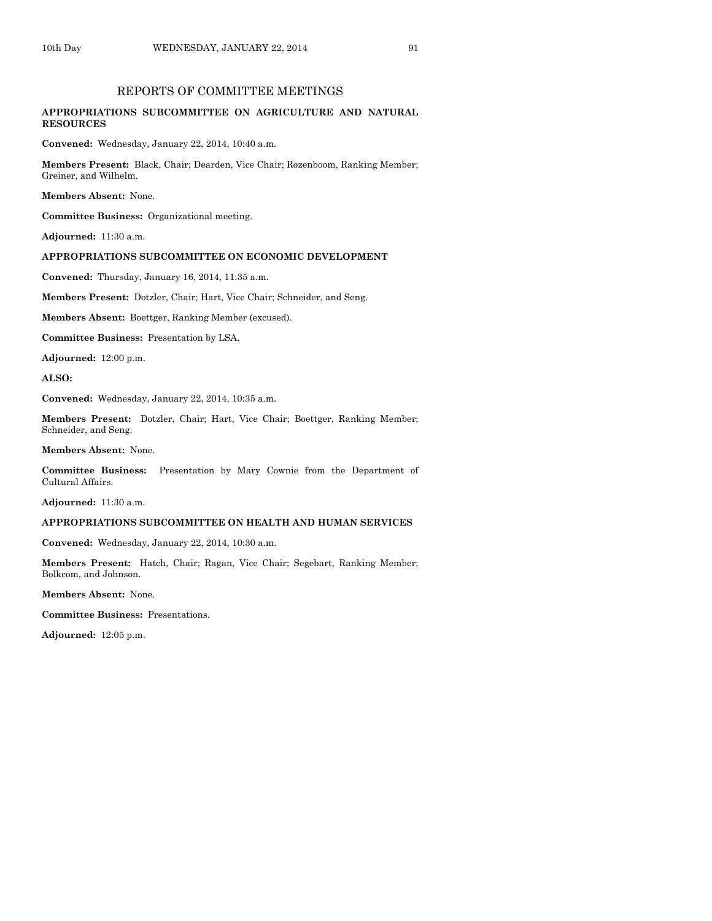## REPORTS OF COMMITTEE MEETINGS

### APPROPRIATIONS SUBCOMMITTEE ON AGRICULTURE AND NATURAL RESOURCES

**Convened:** Wednesday, January 22, 2014, 10:40 a.m.

**Members Present:** Black, Chair; Dearden, Vice Chair; Rozenboom, Ranking Member; Greiner, and Wilhelm.

**Members Absent:** None.

**Committee Business:** Organizational meeting.

**Adjourned:** 11:30 a.m.

### APPROPRIATIONS SUBCOMMITTEE ON ECONOMIC DEVELOPMENT

**Convened:** Thursday, January 16, 2014, 11:35 a.m.

**Members Present:** Dotzler, Chair; Hart, Vice Chair; Schneider, and Seng.

**Members Absent:** Boettger, Ranking Member (excused).

**Committee Business:** Presentation by LSA.

**Adjourned:** 12:00 p.m.

**ALSO:**

**Convened:** Wednesday, January 22, 2014, 10:35 a.m.

**Members Present:** Dotzler, Chair; Hart, Vice Chair; Boettger, Ranking Member; Schneider, and Seng.

**Members Absent:** None.

**Committee Business:** Presentation by Mary Cownie from the Department of Cultural Affairs.

**Adjourned:** 11:30 a.m.

### APPROPRIATIONS SUBCOMMITTEE ON HEALTH AND HUMAN SERVICES

**Convened:** Wednesday, January 22, 2014, 10:30 a.m.

**Members Present:** Hatch, Chair; Ragan, Vice Chair; Segebart, Ranking Member; Bolkcom, and Johnson.

**Members Absent:** None.

**Committee Business:** Presentations.

**Adjourned:** 12:05 p.m.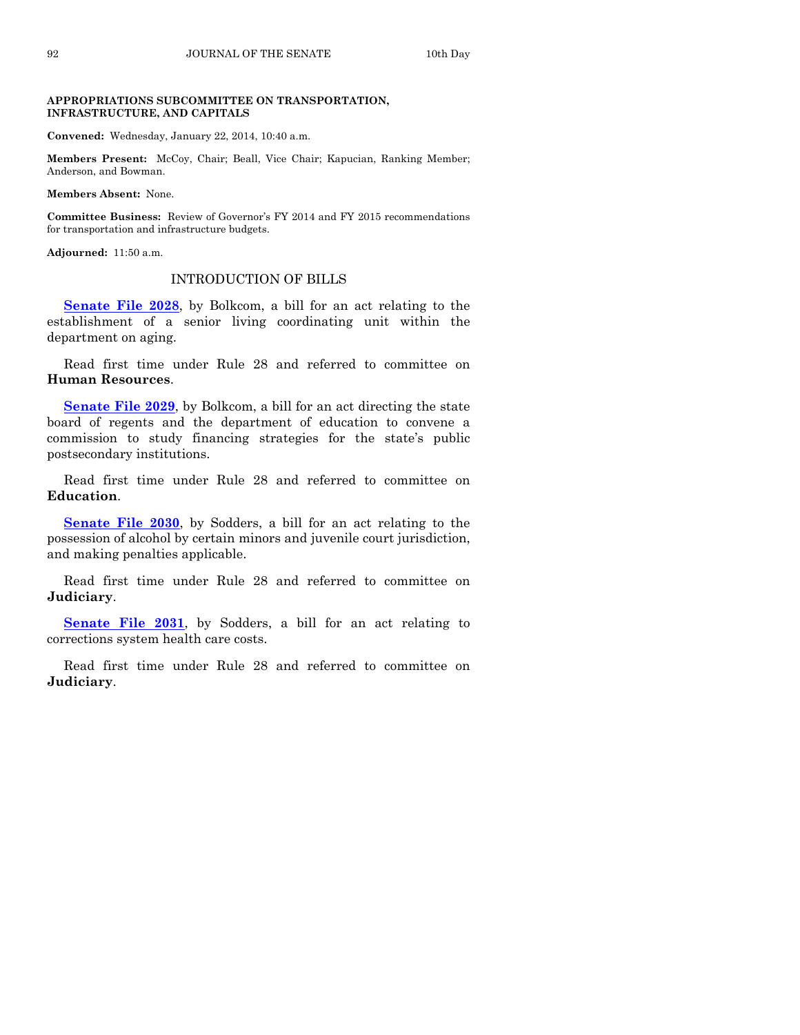**APPROPRIATIONS SUBCOMMITTEE ON TRANSPORTATION, INFRASTRUCTURE, AND CAPITALS**

**Convened:** Wednesday, January 22, 2014, 10:40 a.m.

**Members Present:** McCoy, Chair; Beall, Vice Chair; Kapucian, Ranking Member; Anderson, and Bowman.

**Members Absent:** None.

**Committee Business:** Review of Governor's FY 2014 and FY 2015 recommendations for transportation and infrastructure budgets.

**Adjourned:** 11:50 a.m.

## INTRODUCTION OF BILLS

**Senate File 2028**, by Bolkcom, a bill for an act relating to the establishment of a senior living coordinating unit within the department on aging.

Read first time under Rule 28 and referred to committee on **Human Resources**.

**Senate File 2029**, by Bolkcom, a bill for an act directing the state board of regents and the department of education to convene a commission to study financing strategies for the state's public postsecondary institutions.

Read first time under Rule 28 and referred to committee on **Education**.

**Senate File 2030**, by Sodders, a bill for an act relating to the possession of alcohol by certain minors and juvenile court jurisdiction, and making penalties applicable.

Read first time under Rule 28 and referred to committee on **Judiciary**.

**Senate File 2031**, by Sodders, a bill for an act relating to corrections system health care costs.

Read first time under Rule 28 and referred to committee on **Judiciary**.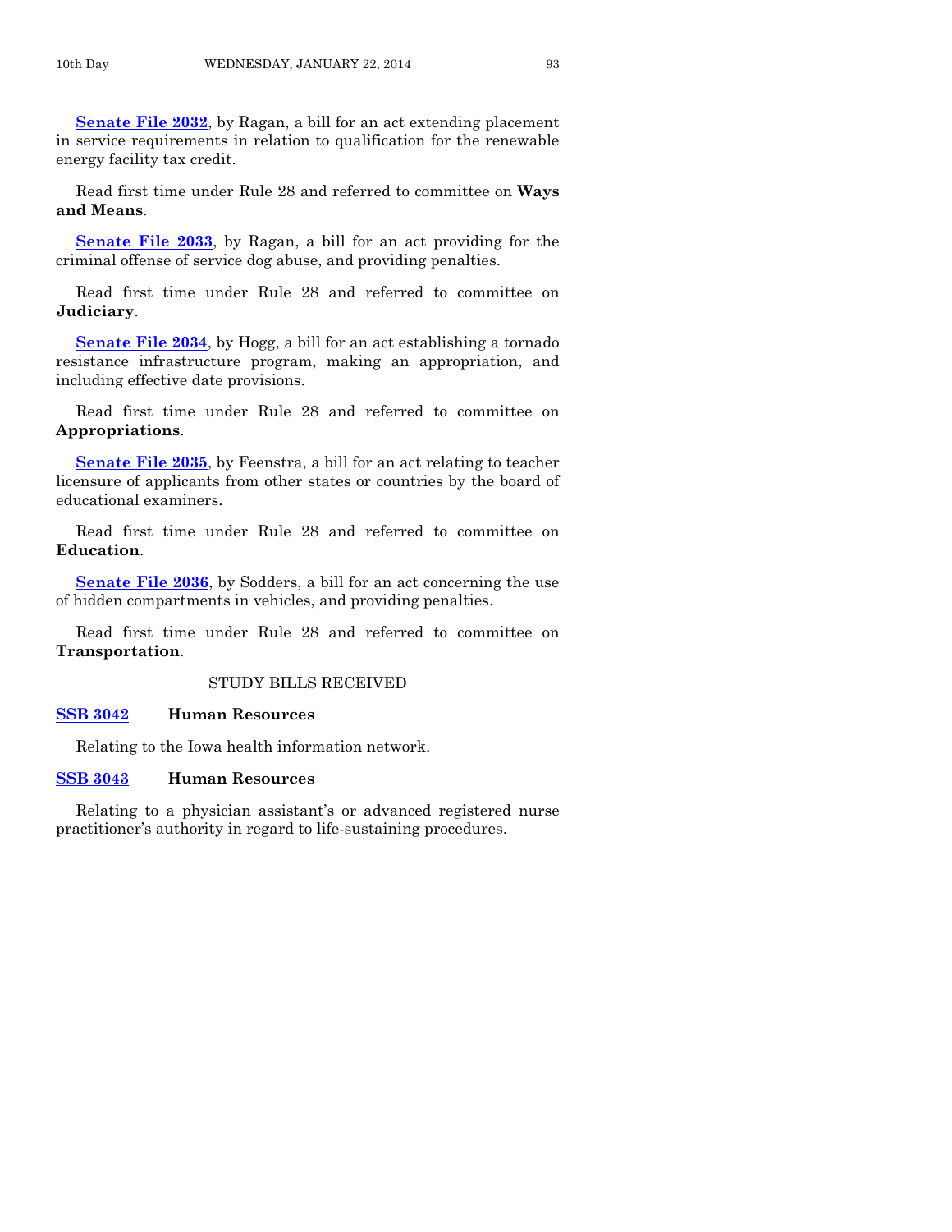**Senate File 2032**, by Ragan, a bill for an act extending placement in service requirements in relation to qualification for the renewable energy facility tax credit.

Read first time under Rule 28 and referred to committee on **Ways and Means**.

**Senate File 2033**, by Ragan, a bill for an act providing for the criminal offense of service dog abuse, and providing penalties.

Read first time under Rule 28 and referred to committee on **Judiciary**.

**Senate File 2034**, by Hogg, a bill for an act establishing a tornado resistance infrastructure program, making an appropriation, and including effective date provisions.

Read first time under Rule 28 and referred to committee on **Appropriations**.

**Senate File 2035**, by Feenstra, a bill for an act relating to teacher licensure of applicants from other states or countries by the board of educational examiners.

Read first time under Rule 28 and referred to committee on **Education**.

**Senate File 2036**, by Sodders, a bill for an act concerning the use of hidden compartments in vehicles, and providing penalties.

Read first time under Rule 28 and referred to committee on **Transportation**.

## STUDY BILLS RECEIVED

**SSB 3042** **Human Resources**

Relating to the Iowa health information network.

**SSB 3043** **Human Resources**

Relating to a physician assistant's or advanced registered nurse practitioner's authority in regard to life-sustaining procedures.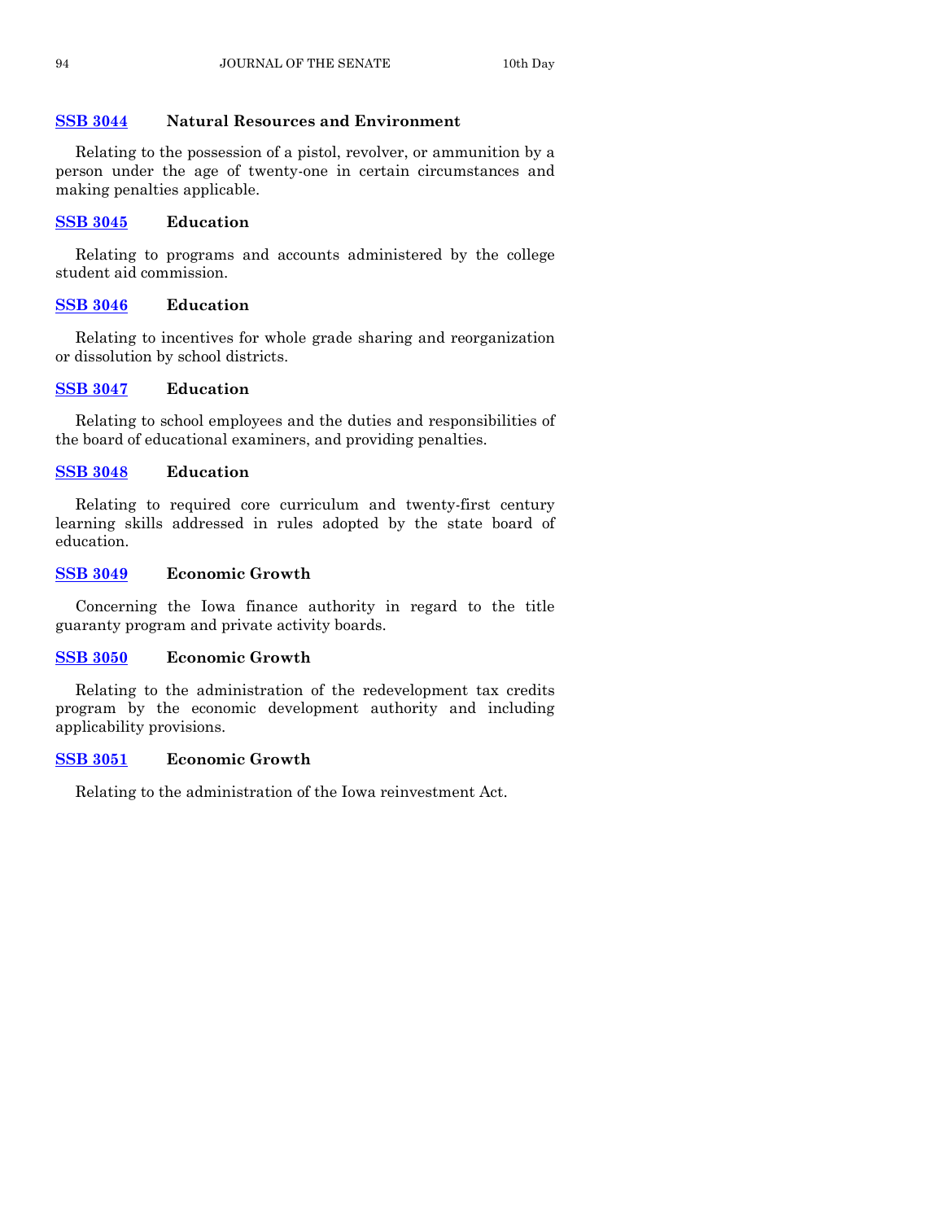**SSB 3044** **Natural Resources and Environment**

Relating to the possession of a pistol, revolver, or ammunition by a person under the age of twenty-one in certain circumstances and making penalties applicable.

**SSB 3045** **Education**

Relating to programs and accounts administered by the college student aid commission.

**SSB 3046** **Education**

Relating to incentives for whole grade sharing and reorganization or dissolution by school districts.

**SSB 3047** **Education**

Relating to school employees and the duties and responsibilities of the board of educational examiners, and providing penalties.

**SSB 3048** **Education**

Relating to required core curriculum and twenty-first century learning skills addressed in rules adopted by the state board of education.

**SSB 3049** **Economic Growth**

Concerning the Iowa finance authority in regard to the title guaranty program and private activity boards.

**SSB 3050** **Economic Growth**

Relating to the administration of the redevelopment tax credits program by the economic development authority and including applicability provisions.

**SSB 3051** **Economic Growth**

Relating to the administration of the Iowa reinvestment Act.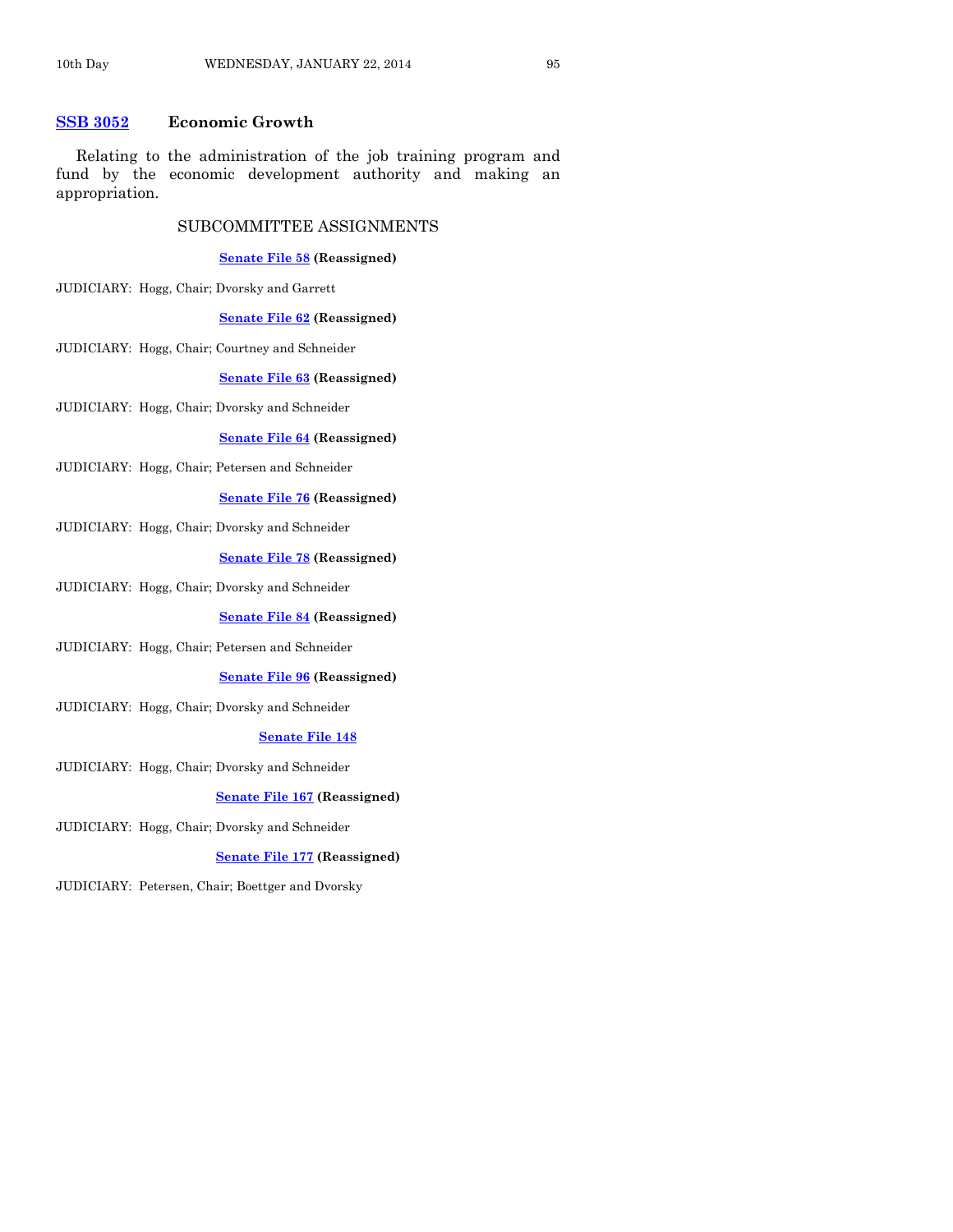**SSB 3052** **Economic Growth**

Relating to the administration of the job training program and fund by the economic development authority and making an appropriation.

## SUBCOMMITTEE ASSIGNMENTS

**Senate File 58 (Reassigned)**

JUDICIARY: Hogg, Chair; Dvorsky and Garrett

**Senate File 62 (Reassigned)**

JUDICIARY: Hogg, Chair; Courtney and Schneider

**Senate File 63 (Reassigned)**

JUDICIARY: Hogg, Chair; Dvorsky and Schneider

**Senate File 64 (Reassigned)**

JUDICIARY: Hogg, Chair; Petersen and Schneider

**Senate File 76 (Reassigned)**

JUDICIARY: Hogg, Chair; Dvorsky and Schneider

**Senate File 78 (Reassigned)**

JUDICIARY: Hogg, Chair; Dvorsky and Schneider

**Senate File 84 (Reassigned)**

JUDICIARY: Hogg, Chair; Petersen and Schneider

**Senate File 96 (Reassigned)**

JUDICIARY: Hogg, Chair; Dvorsky and Schneider

**Senate File 148**

JUDICIARY: Hogg, Chair; Dvorsky and Schneider

**Senate File 167 (Reassigned)**

JUDICIARY: Hogg, Chair; Dvorsky and Schneider

**Senate File 177 (Reassigned)**

JUDICIARY: Petersen, Chair; Boettger and Dvorsky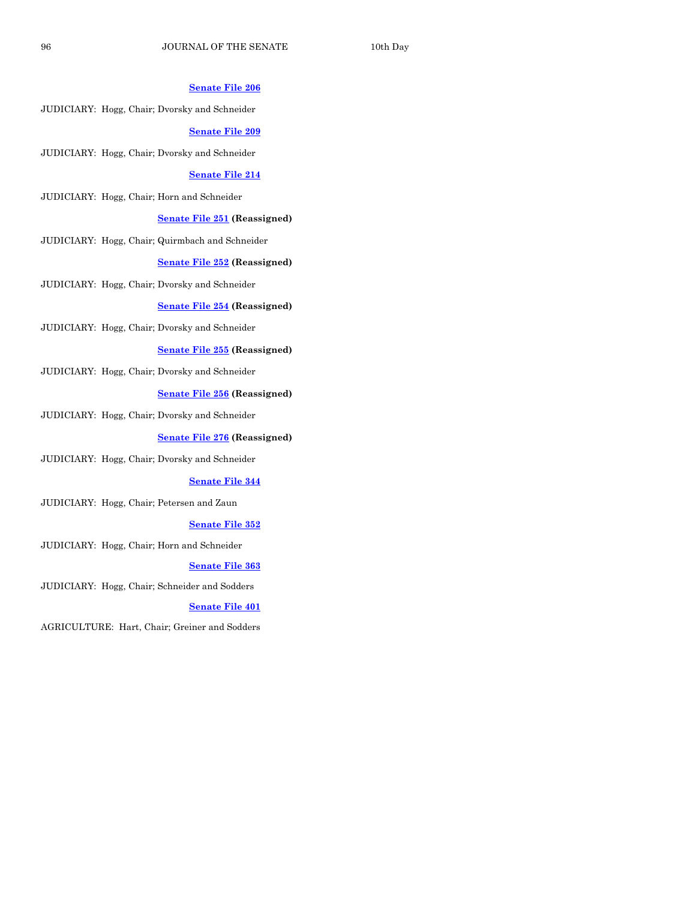**Senate File 206**

JUDICIARY: Hogg, Chair; Dvorsky and Schneider

**Senate File 209**

JUDICIARY: Hogg, Chair; Dvorsky and Schneider

**Senate File 214**

JUDICIARY: Hogg, Chair; Horn and Schneider

**Senate File 251 (Reassigned)**

JUDICIARY: Hogg, Chair; Quirmbach and Schneider

**Senate File 252 (Reassigned)**

JUDICIARY: Hogg, Chair; Dvorsky and Schneider

**Senate File 254 (Reassigned)**

JUDICIARY: Hogg, Chair; Dvorsky and Schneider

**Senate File 255 (Reassigned)**

JUDICIARY: Hogg, Chair; Dvorsky and Schneider

**Senate File 256 (Reassigned)**

JUDICIARY: Hogg, Chair; Dvorsky and Schneider

**Senate File 276 (Reassigned)**

JUDICIARY: Hogg, Chair; Dvorsky and Schneider

**Senate File 344**

JUDICIARY: Hogg, Chair; Petersen and Zaun

**Senate File 352**

JUDICIARY: Hogg, Chair; Horn and Schneider

**Senate File 363**

JUDICIARY: Hogg, Chair; Schneider and Sodders

**Senate File 401**

AGRICULTURE: Hart, Chair; Greiner and Sodders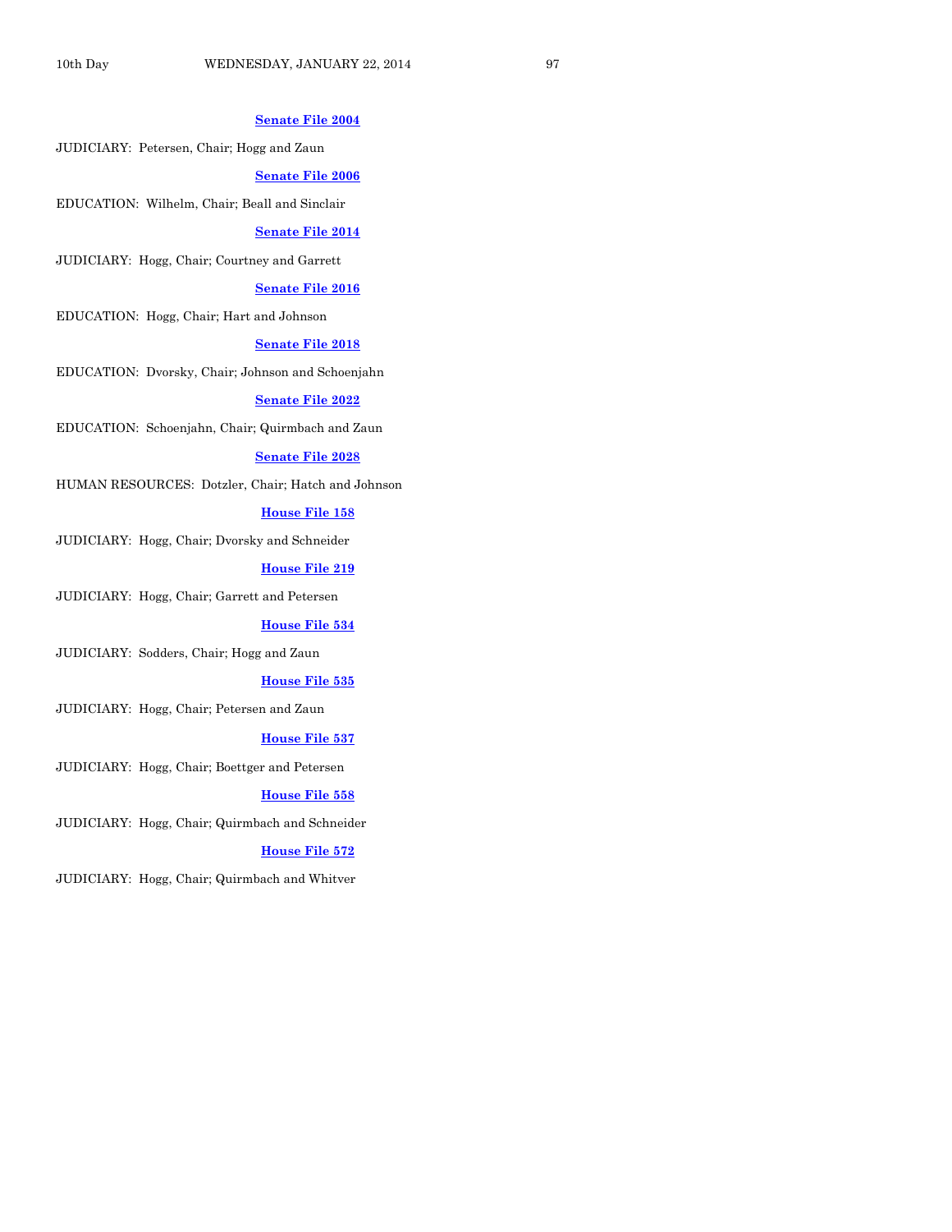**Senate File 2004**

JUDICIARY: Petersen, Chair; Hogg and Zaun

**Senate File 2006**

EDUCATION: Wilhelm, Chair; Beall and Sinclair

**Senate File 2014**

JUDICIARY: Hogg, Chair; Courtney and Garrett

**Senate File 2016**

EDUCATION: Hogg, Chair; Hart and Johnson

**Senate File 2018**

EDUCATION: Dvorsky, Chair; Johnson and Schoenjahn

**Senate File 2022**

EDUCATION: Schoenjahn, Chair; Quirmbach and Zaun

**Senate File 2028**

HUMAN RESOURCES: Dotzler, Chair; Hatch and Johnson

**House File 158**

JUDICIARY: Hogg, Chair; Dvorsky and Schneider

**House File 219**

JUDICIARY: Hogg, Chair; Garrett and Petersen

**House File 534**

JUDICIARY: Sodders, Chair; Hogg and Zaun

**House File 535**

JUDICIARY: Hogg, Chair; Petersen and Zaun

**House File 537**

JUDICIARY: Hogg, Chair; Boettger and Petersen

**House File 558**

JUDICIARY: Hogg, Chair; Quirmbach and Schneider

**House File 572**

JUDICIARY: Hogg, Chair; Quirmbach and Whitver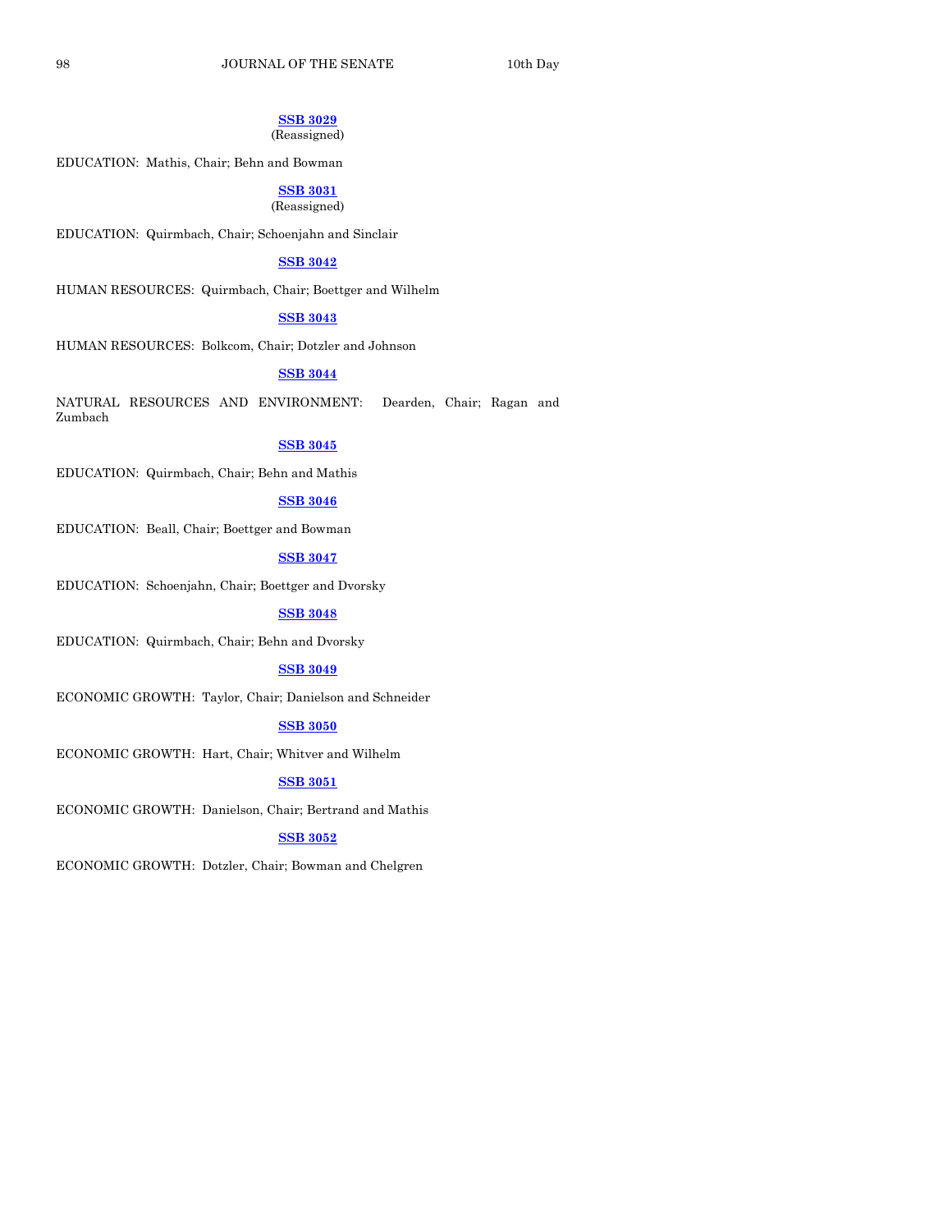**SSB 3029**
(Reassigned)

EDUCATION: Mathis, Chair; Behn and Bowman

**SSB 3031**
(Reassigned)

EDUCATION: Quirmbach, Chair; Schoenjahn and Sinclair

**SSB 3042**

HUMAN RESOURCES: Quirmbach, Chair; Boettger and Wilhelm

**SSB 3043**

HUMAN RESOURCES: Bolkcom, Chair; Dotzler and Johnson

**SSB 3044**

NATURAL RESOURCES AND ENVIRONMENT: Dearden, Chair; Ragan and Zumbach

**SSB 3045**

EDUCATION: Quirmbach, Chair; Behn and Mathis

**SSB 3046**

EDUCATION: Beall, Chair; Boettger and Bowman

**SSB 3047**

EDUCATION: Schoenjahn, Chair; Boettger and Dvorsky

**SSB 3048**

EDUCATION: Quirmbach, Chair; Behn and Dvorsky

**SSB 3049**

ECONOMIC GROWTH: Taylor, Chair; Danielson and Schneider

**SSB 3050**

ECONOMIC GROWTH: Hart, Chair; Whitver and Wilhelm

**SSB 3051**

ECONOMIC GROWTH: Danielson, Chair; Bertrand and Mathis

**SSB 3052**

ECONOMIC GROWTH: Dotzler, Chair; Bowman and Chelgren